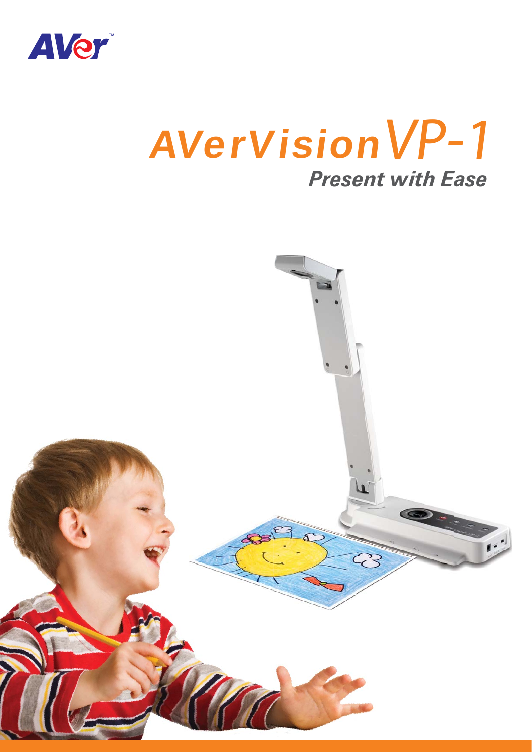AVer™

# AVerVision VP-1

***Present with Ease***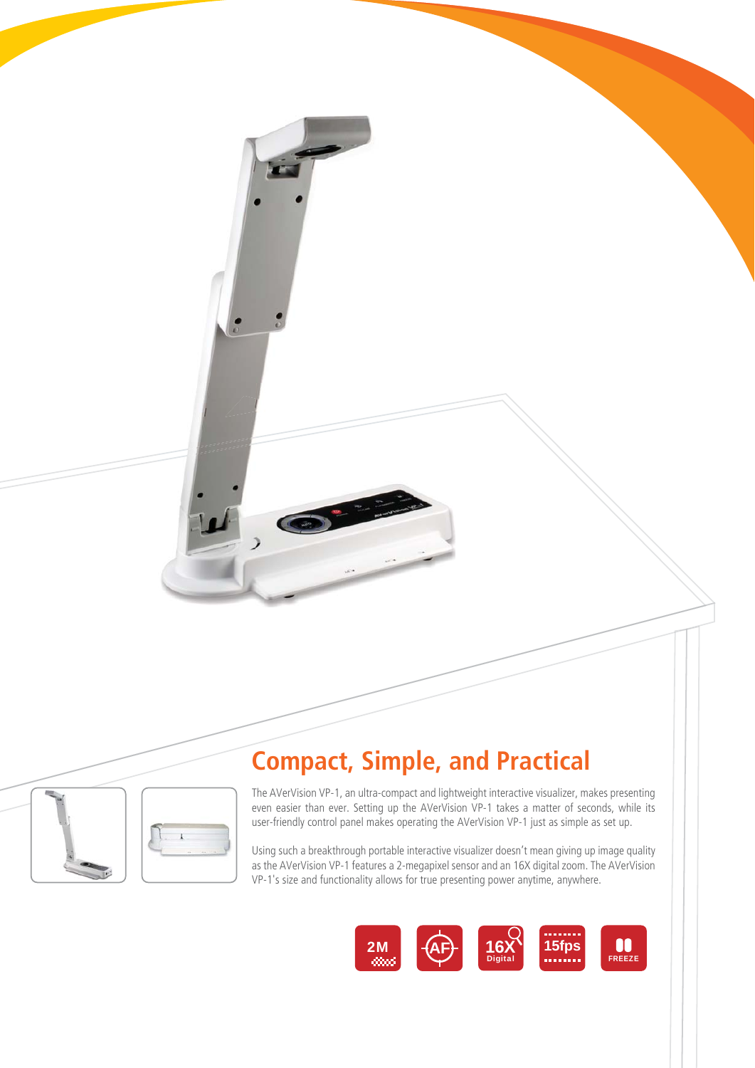## Compact, Simple, and Practical

The AVerVision VP-1, an ultra-compact and lightweight interactive visualizer, makes presenting even easier than ever. Setting up the AVerVision VP-1 takes a matter of seconds, while its user-friendly control panel makes operating the AVerVision VP-1 just as simple as set up.

Using such a breakthrough portable interactive visualizer doesn't mean giving up image quality as the AVerVision VP-1 features a 2-megapixel sensor and an 16X digital zoom. The AVerVision VP-1's size and functionality allows for true presenting power anytime, anywhere.

2M | AF | 16X Digital | 15fps | FREEZE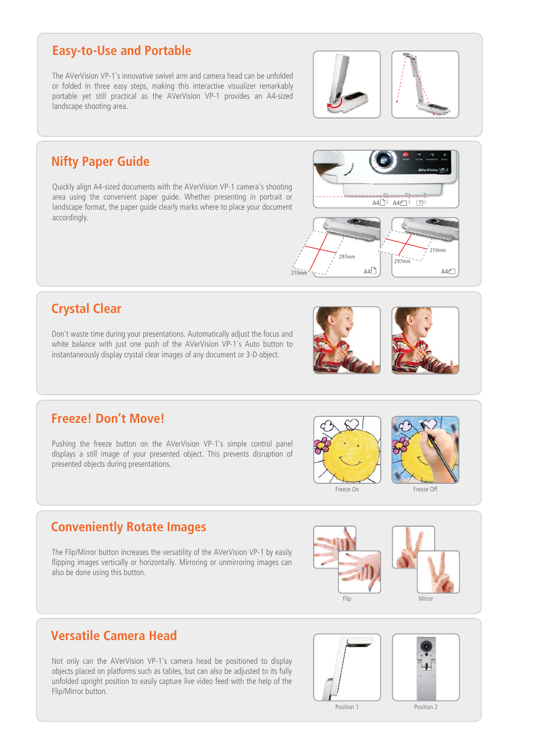## Easy-to-Use and Portable

The AVerVision VP-1's innovative swivel arm and camera head can be unfolded or folded in three easy steps, making this interactive visualizer remarkably portable yet still practical as the AVerVision VP-1 provides an A4-sized landscape shooting area.

## Nifty Paper Guide

Quickly align A4-sized documents with the AVerVision VP-1 camera's shooting area using the convenient paper guide. Whether presenting in portrait or landscape format, the paper guide clearly marks where to place your document accordingly.

## Crystal Clear

Don't waste time during your presentations. Automatically adjust the focus and white balance with just one push of the AVerVision VP-1's Auto button to instantaneously display crystal clear images of any document or 3-D object.

## Freeze! Don't Move!

Pushing the freeze button on the AVerVision VP-1's simple control panel displays a still image of your presented object. This prevents disruption of presented objects during presentations.

Freeze On

Freeze Off

## Conveniently Rotate Images

The Flip/Mirror button increases the versatility of the AVerVision VP-1 by easily flipping images vertically or horizontally. Mirroring or unmirroring images can also be done using this button.

Flip

Mirror

## Versatile Camera Head

Not only can the AVerVision VP-1's camera head be positioned to display objects placed on platforms such as tables, but can also be adjusted to its fully unfolded upright position to easily capture live video feed with the help of the Flip/Mirror button.

Position 1

Position 2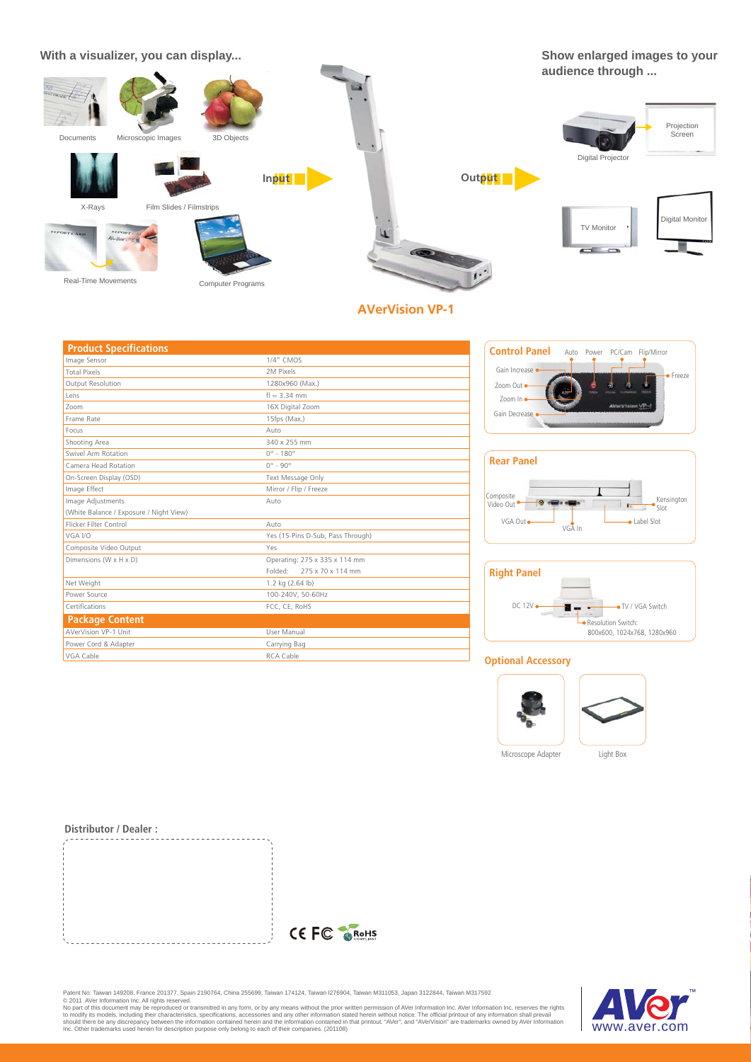## With a visualizer, you can display...

Documents
Microscopic Images
3D Objects
X-Rays
Film Slides / Filmstrips
Real-Time Movements
Computer Programs

Input

Output

## Show enlarged images to your audience through ...

Digital Projector
Projection Screen
TV Monitor
Digital Monitor

**AVerVision VP-1**

## Product Specifications

| | |
|---|---|
| Image Sensor | 1/4" CMOS |
| Total Pixels | 2M Pixels |
| Output Resolution | 1280x960 (Max.) |
| Lens | fl = 3.34 mm |
| Zoom | 16X Digital Zoom |
| Frame Rate | 15fps (Max.) |
| Focus | Auto |
| Shooting Area | 340 x 255 mm |
| Swivel Arm Rotation | 0° - 180° |
| Camera Head Rotation | 0° - 90° |
| On-Screen Display (OSD) | Text Message Only |
| Image Effect | Mirror / Flip / Freeze |
| Image Adjustments (White Balance / Exposure / Night View) | Auto |
| Flicker Filter Control | Auto |
| VGA I/O | Yes (15-Pins D-Sub, Pass Through) |
| Composite Video Output | Yes |
| Dimensions (W x H x D) | Operating: 275 x 335 x 114 mm<br>Folded: 275 x 70 x 114 mm |
| Net Weight | 1.2 kg (2.64 lb) |
| Power Source | 100-240V, 50-60Hz |
| Certifications | FCC, CE, RoHS |

## Package Content

| | |
|---|---|
| AVerVision VP-1 Unit | User Manual |
| Power Cord & Adapter | Carrying Bag |
| VGA Cable | RCA Cable |

## Control Panel

Auto, Power, PC/Cam, Flip/Mirror, Freeze, Gain Increase, Zoom Out, Zoom In, Gain Decrease

## Rear Panel

Composite Video Out, VGA Out, VGA In, Kensington Slot, Label Slot

## Right Panel

DC 12V, TV / VGA Switch, Resolution Switch: 800x600, 1024x768, 1280x960

## Optional Accessory

Microscope Adapter
Light Box

**Distributor / Dealer :**

CE FC RoHS

Patent No: Taiwan 149208, France 201377, Spain 2190764, China 255699, Taiwan 174124, Taiwan I276904, Taiwan M311053, Japan 3122844, Taiwan M317592
© 2011 AVer Information Inc. All rights reserved.
No part of this document may be reproduced or transmitted in any form, or by any means without the prior written permission of AVer Information Inc. AVer Information Inc. reserves the rights to modify its models, including their characteristics, specifications, accessories and any other information stated herein without notice. The official printout of any information shall prevail should there be any discrepancy between the information contained herein and the information contained in that printout. "AVer", and "AVerVision" are trademarks owned by AVer Information Inc. Other trademarks used herein for description purpose only belong to each of their companies. (201108)

AVer™
www.aver.com